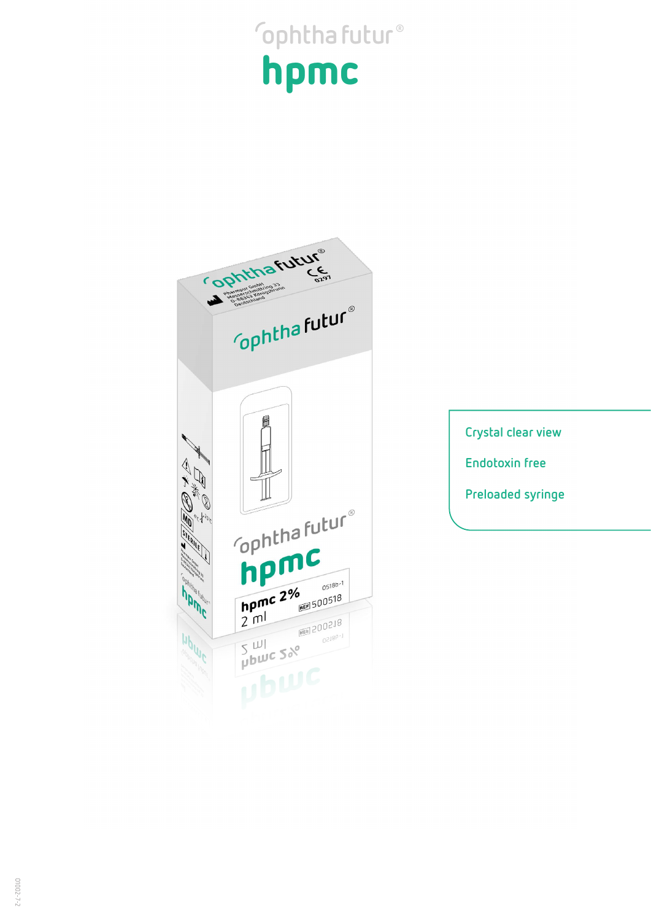ophtha futur®

# hpmc

Crystal clear view

Endotoxin free

Preloaded syringe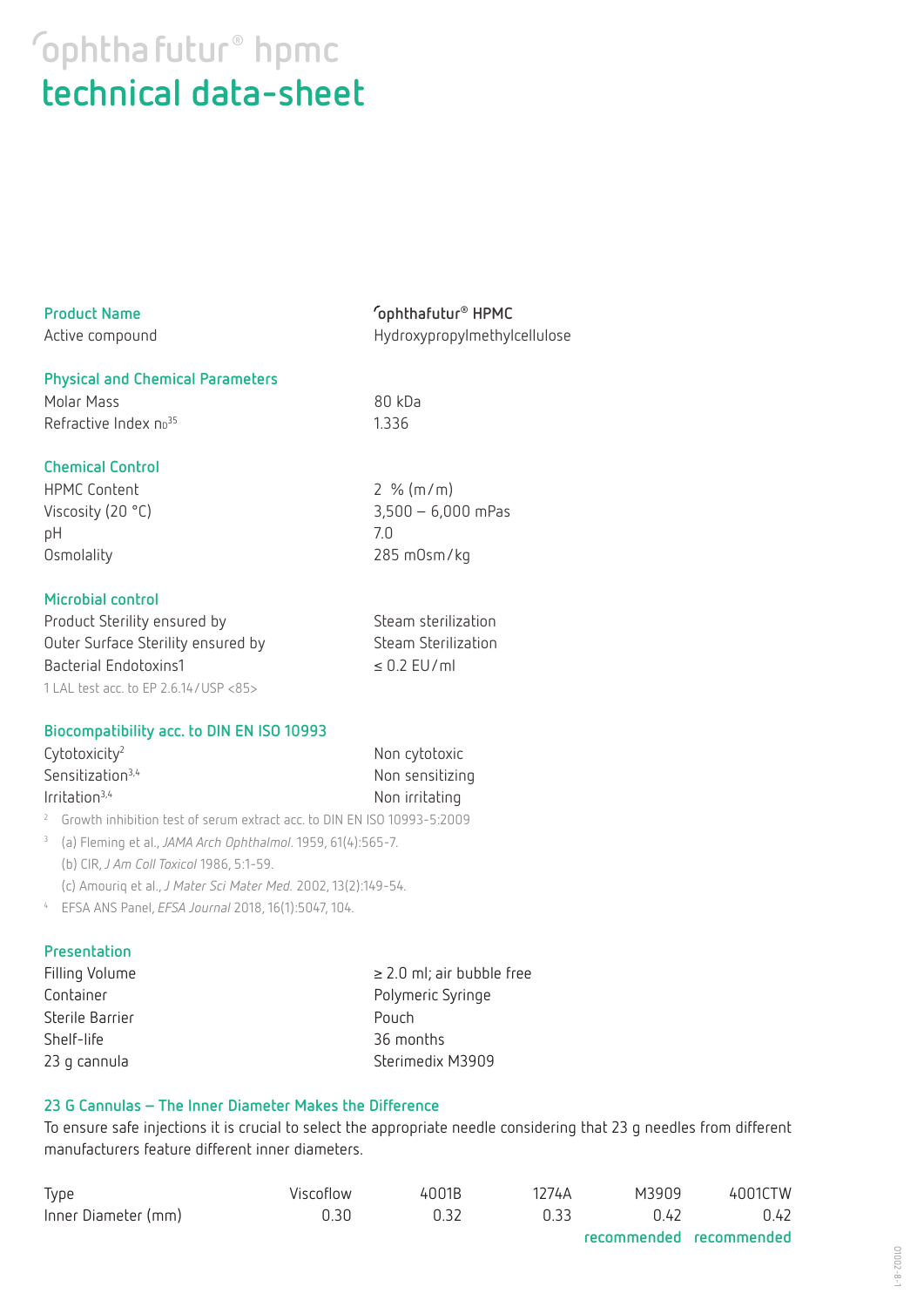# ophthafutur® hpmc

## technical data-sheet

| | |
|---|---|
| **Product Name** | **ophthafutur® HPMC** |
| Active compound | Hydroxypropylmethylcellulose |

| | |
|---|---|
| **Physical and Chemical Parameters** | |
| Molar Mass | 80 kDa |
| Refractive Index $n_D^{35}$ | 1.336 |

| | |
|---|---|
| **Chemical Control** | |
| HPMC Content | 2 % (m/m) |
| Viscosity (20 °C) | 3,500 – 6,000 mPas |
| pH | 7.0 |
| Osmolality | 285 mOsm/kg |

| | |
|---|---|
| **Microbial control** | |
| Product Sterility ensured by | Steam sterilization |
| Outer Surface Sterility ensured by | Steam Sterilization |
| Bacterial Endotoxins1 | ≤ 0.2 EU/ml |

1 LAL test acc. to EP 2.6.14/USP <85>

| | |
|---|---|
| **Biocompatibility acc. to DIN EN ISO 10993** | |
| Cytotoxicity[2] | Non cytotoxic |
| Sensitization[3,4] | Non sensitizing |
| Irritation[3,4] | Non irritating |

[2] Growth inhibition test of serum extract acc. to DIN EN ISO 10993-5:2009

[3] (a) Fleming et al., *JAMA Arch Ophthalmol*. 1959, 61(4):565-7.
(b) CIR, *J Am Coll Toxicol* 1986, 5:1-59.
(c) Amouriq et al., *J Mater Sci Mater Med*. 2002, 13(2):149-54.

[4] EFSA ANS Panel, *EFSA Journal* 2018, 16(1):5047, 104.

| | |
|---|---|
| **Presentation** | |
| Filling Volume | ≥ 2.0 ml; air bubble free |
| Container | Polymeric Syringe |
| Sterile Barrier | Pouch |
| Shelf-life | 36 months |
| 23 g cannula | Sterimedix M3909 |

### 23 G Cannulas – The Inner Diameter Makes the Difference

To ensure safe injections it is crucial to select the appropriate needle considering that 23 g needles from different manufacturers feature different inner diameters.

| Type | Viscoflow | 4001B | 1274A | M3909 | 4001CTW |
|---|---|---|---|---|---|
| Inner Diameter (mm) | 0.30 | 0.32 | 0.33 | 0.42 | 0.42 |
| | | | | recommended | recommended |